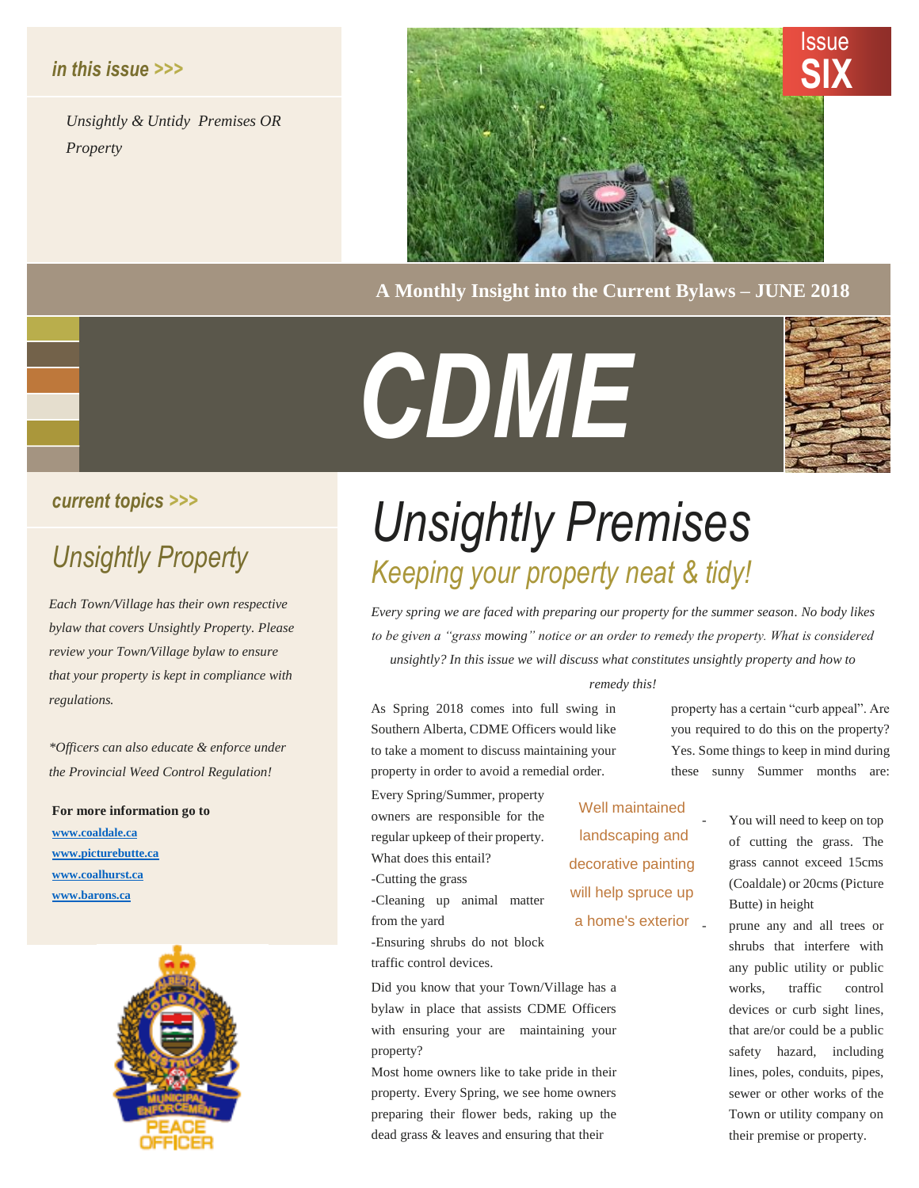*in this issue >>>*

*Unsightly & Untidy Premises OR Property*

Issue **SIX**

**A Monthly Insight into the Current Bylaws – JUNE 2018**

# CDME

*current topics >>>*

## *Unsightly Property*

*Each Town/Village has their own respective bylaw that covers Unsightly Property. Please review your Town/Village bylaw to ensure that your property is kept in compliance with regulations.*

*\*Officers can also educate & enforce under the Provincial Weed Control Regulation!*

**For more information go to**

**www.coaldale.ca**
**www.picturebutte.ca**
**www.coalhurst.ca**
**www.barons.ca**

PEACE OFFICER

# *Unsightly Premises*

## *Keeping your property neat & tidy!*

*Every spring we are faced with preparing our property for the summer season. No body likes to be given a "grass mowing" notice or an order to remedy the property. What is considered unsightly? In this issue we will discuss what constitutes unsightly property and how to remedy this!*

As Spring 2018 comes into full swing in Southern Alberta, CDME Officers would like to take a moment to discuss maintaining your property in order to avoid a remedial order.

Every Spring/Summer, property owners are responsible for the regular upkeep of their property. What does this entail?

-Cutting the grass

-Cleaning up animal matter from the yard

-Ensuring shrubs do not block traffic control devices.

Did you know that your Town/Village has a bylaw in place that assists CDME Officers with ensuring your are maintaining your property?

Most home owners like to take pride in their property. Every Spring, we see home owners preparing their flower beds, raking up the dead grass & leaves and ensuring that their property has a certain "curb appeal". Are you required to do this on the property? Yes. Some things to keep in mind during these sunny Summer months are:

Well maintained landscaping and decorative painting will help spruce up a home's exterior

- You will need to keep on top of cutting the grass. The grass cannot exceed 15cms (Coaldale) or 20cms (Picture Butte) in height
- prune any and all trees or shrubs that interfere with any public utility or public works, traffic control devices or curb sight lines, that are/or could be a public safety hazard, including lines, poles, conduits, pipes, sewer or other works of the Town or utility company on their premise or property.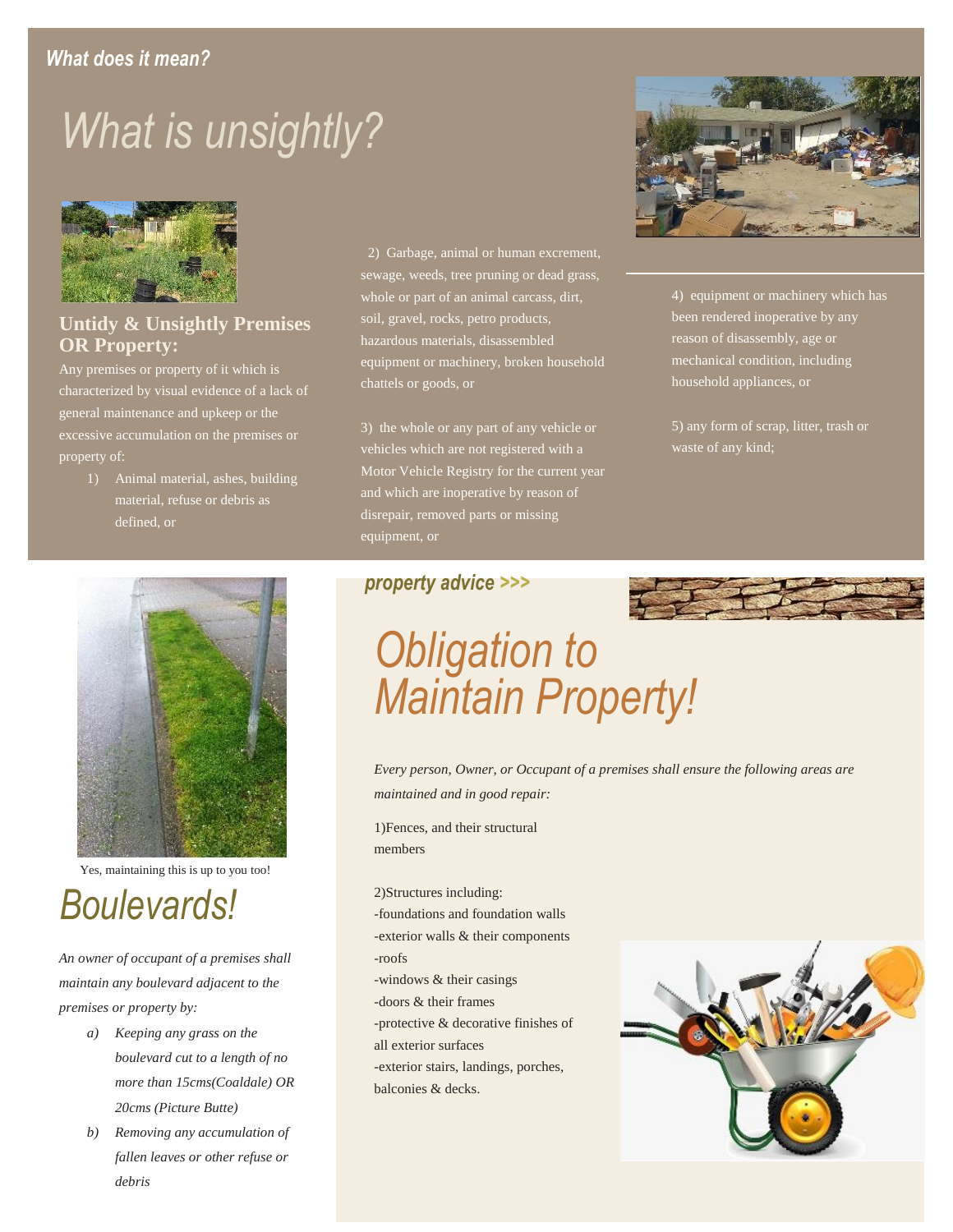*What does it mean?*

# What is unsightly?

## Untidy & Unsightly Premises OR Property:

Any premises or property of it which is characterized by visual evidence of a lack of general maintenance and upkeep or the excessive accumulation on the premises or property of:

1) Animal material, ashes, building material, refuse or debris as defined, or

2) Garbage, animal or human excrement, sewage, weeds, tree pruning or dead grass, whole or part of an animal carcass, dirt, soil, gravel, rocks, petro products, hazardous materials, disassembled equipment or machinery, broken household chattels or goods, or

3) the whole or any part of any vehicle or vehicles which are not registered with a Motor Vehicle Registry for the current year and which are inoperative by reason of disrepair, removed parts or missing equipment, or

4) equipment or machinery which has been rendered inoperative by any reason of disassembly, age or mechanical condition, including household appliances, or

5) any form of scrap, litter, trash or waste of any kind;

Yes, maintaining this is up to you too!

# Boulevards!

*An owner of occupant of a premises shall maintain any boulevard adjacent to the premises or property by:*

a) *Keeping any grass on the boulevard cut to a length of no more than 15cms(Coaldale) OR 20cms (Picture Butte)*
b) *Removing any accumulation of fallen leaves or other refuse or debris*

*property advice >>>*

# Obligation to Maintain Property!

*Every person, Owner, or Occupant of a premises shall ensure the following areas are maintained and in good repair:*

1)Fences, and their structural members

2)Structures including:
- foundations and foundation walls
- exterior walls & their components
- roofs
- windows & their casings
- doors & their frames
- protective & decorative finishes of all exterior surfaces
- exterior stairs, landings, porches, balconies & decks.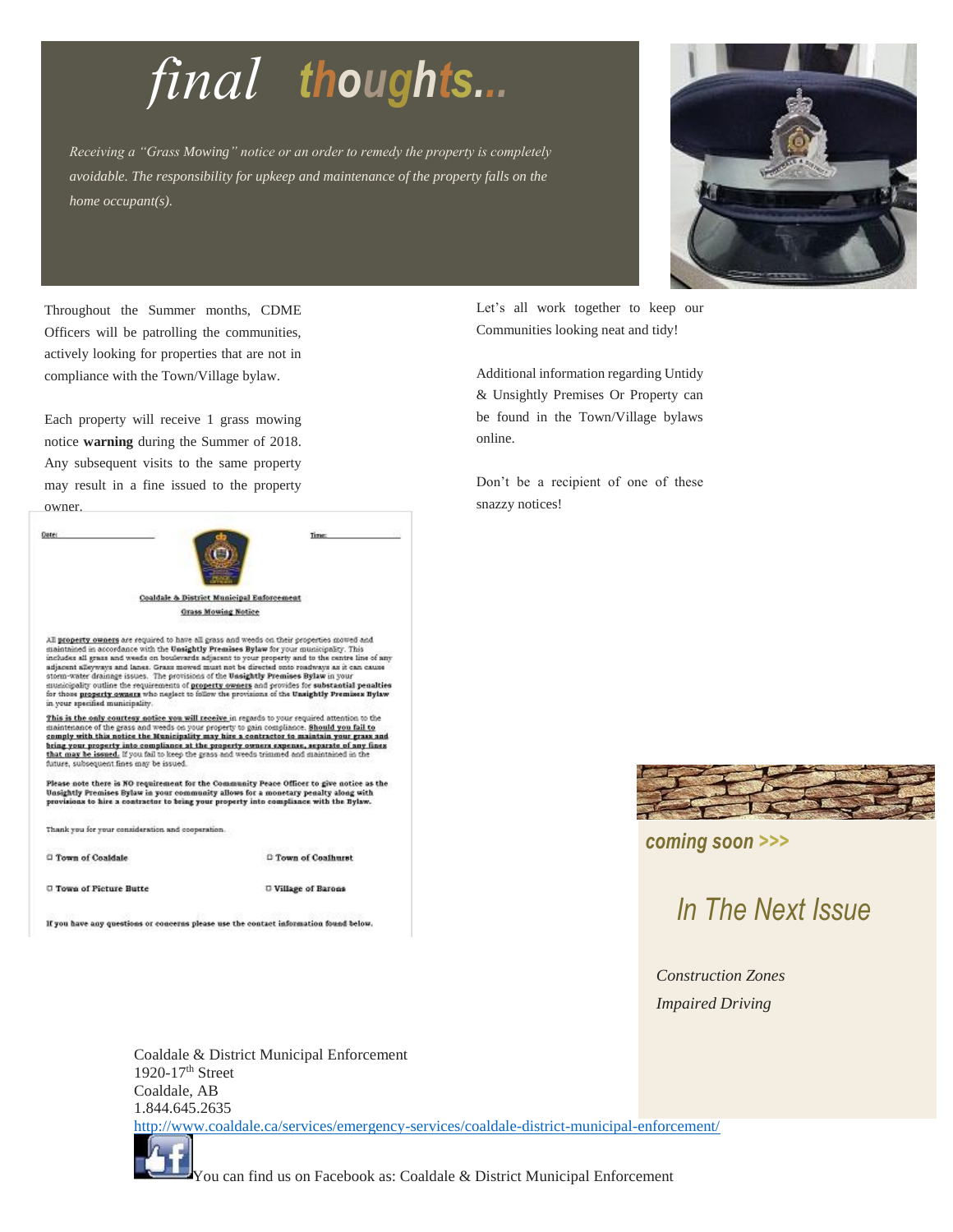# *final* thoughts...

*Receiving a "Grass Mowing" notice or an order to remedy the property is completely avoidable. The responsibility for upkeep and maintenance of the property falls on the home occupant(s).*

Throughout the Summer months, CDME Officers will be patrolling the communities, actively looking for properties that are not in compliance with the Town/Village bylaw.

Each property will receive 1 grass mowing notice **warning** during the Summer of 2018. Any subsequent visits to the same property may result in a fine issued to the property owner.

Date: ________________ Time: ________________

**Coaldale & District Municipal Enforcement**

**Grass Mowing Notice**

All **property owners** are required to have all grass and weeds on their properties mowed and maintained in accordance with the **Unsightly Premises Bylaw** for your municipality. This includes all grass and weeds on boulevards adjacent to your property and to the centre line of any adjacent alleyways and lanes. Grass mowed must not be directed onto roadways as it can cause storm-water drainage issues. The provisions of the **Unsightly Premises Bylaw** in your municipality outline the requirements of **property owners** and provides for **substantial penalties** for those **property owners** who neglect to follow the provisions of the **Unsightly Premises Bylaw** in your specified municipality.

**This is the only courtesy notice you will receive** in regards to your required attention to the maintenance of the grass and weeds on your property to gain compliance. **Should you fail to comply with this notice the Municipality may hire a contractor to maintain your grass and bring your property into compliance at the property owners expense, separate of any fines that may be issued.** If you fail to keep the grass and weeds trimmed and maintained in the future, subsequent fines may be issued.

**Please note there is NO requirement for the Community Peace Officer to give notice as the Unsightly Premises Bylaw in your community allows for a monetary penalty along with provisions to hire a contractor to bring your property into compliance with the Bylaw.**

Thank you for your consideration and cooperation.

☐ Town of Coaldale ☐ Town of Coalhurst

☐ Town of Picture Butte ☐ Village of Barons

**If you have any questions or concerns please use the contact information found below.**

Let's all work together to keep our Communities looking neat and tidy!

Additional information regarding Untidy & Unsightly Premises Or Property can be found in the Town/Village bylaws online.

Don't be a recipient of one of these snazzy notices!

*coming soon >>>*

## *In The Next Issue*

*Construction Zones*
*Impaired Driving*

Coaldale & District Municipal Enforcement
1920-17th Street
Coaldale, AB
1.844.645.2635
http://www.coaldale.ca/services/emergency-services/coaldale-district-municipal-enforcement/

You can find us on Facebook as: Coaldale & District Municipal Enforcement